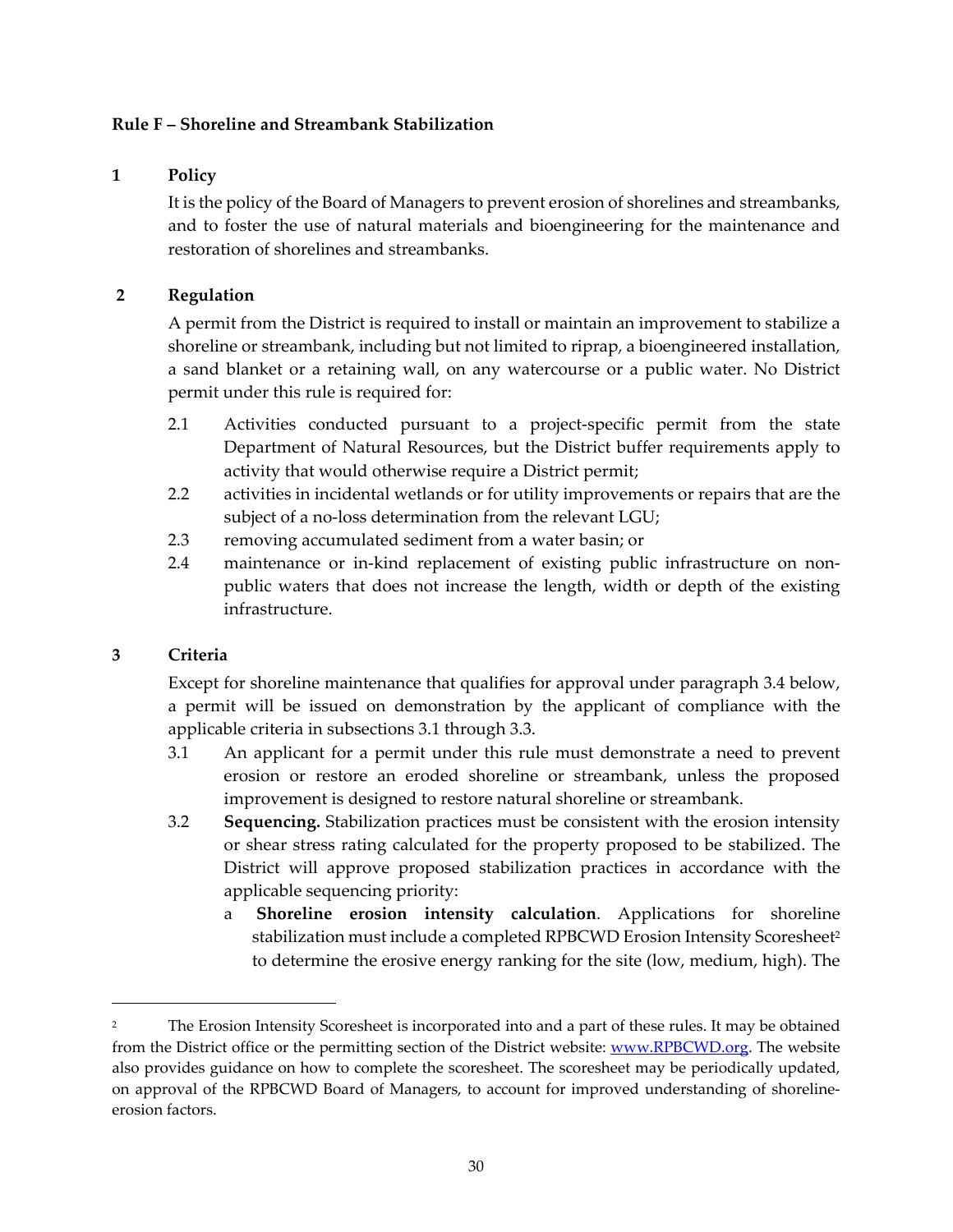**Rule F – Shoreline and Streambank Stabilization**

**1 Policy**

It is the policy of the Board of Managers to prevent erosion of shorelines and streambanks, and to foster the use of natural materials and bioengineering for the maintenance and restoration of shorelines and streambanks.

**2 Regulation**

A permit from the District is required to install or maintain an improvement to stabilize a shoreline or streambank, including but not limited to riprap, a bioengineered installation, a sand blanket or a retaining wall, on any watercourse or a public water. No District permit under this rule is required for:

- 2.1 Activities conducted pursuant to a project-specific permit from the state Department of Natural Resources, but the District buffer requirements apply to activity that would otherwise require a District permit;
- 2.2 activities in incidental wetlands or for utility improvements or repairs that are the subject of a no-loss determination from the relevant LGU;
- 2.3 removing accumulated sediment from a water basin; or
- 2.4 maintenance or in-kind replacement of existing public infrastructure on non-public waters that does not increase the length, width or depth of the existing infrastructure.

**3 Criteria**

Except for shoreline maintenance that qualifies for approval under paragraph 3.4 below, a permit will be issued on demonstration by the applicant of compliance with the applicable criteria in subsections 3.1 through 3.3.

- 3.1 An applicant for a permit under this rule must demonstrate a need to prevent erosion or restore an eroded shoreline or streambank, unless the proposed improvement is designed to restore natural shoreline or streambank.
- 3.2 **Sequencing.** Stabilization practices must be consistent with the erosion intensity or shear stress rating calculated for the property proposed to be stabilized. The District will approve proposed stabilization practices in accordance with the applicable sequencing priority:
  - a **Shoreline erosion intensity calculation**. Applications for shoreline stabilization must include a completed RPBCWD Erosion Intensity Scoresheet[2] to determine the erosive energy ranking for the site (low, medium, high). The

[2] The Erosion Intensity Scoresheet is incorporated into and a part of these rules. It may be obtained from the District office or the permitting section of the District website: www.RPBCWD.org. The website also provides guidance on how to complete the scoresheet. The scoresheet may be periodically updated, on approval of the RPBCWD Board of Managers, to account for improved understanding of shoreline-erosion factors.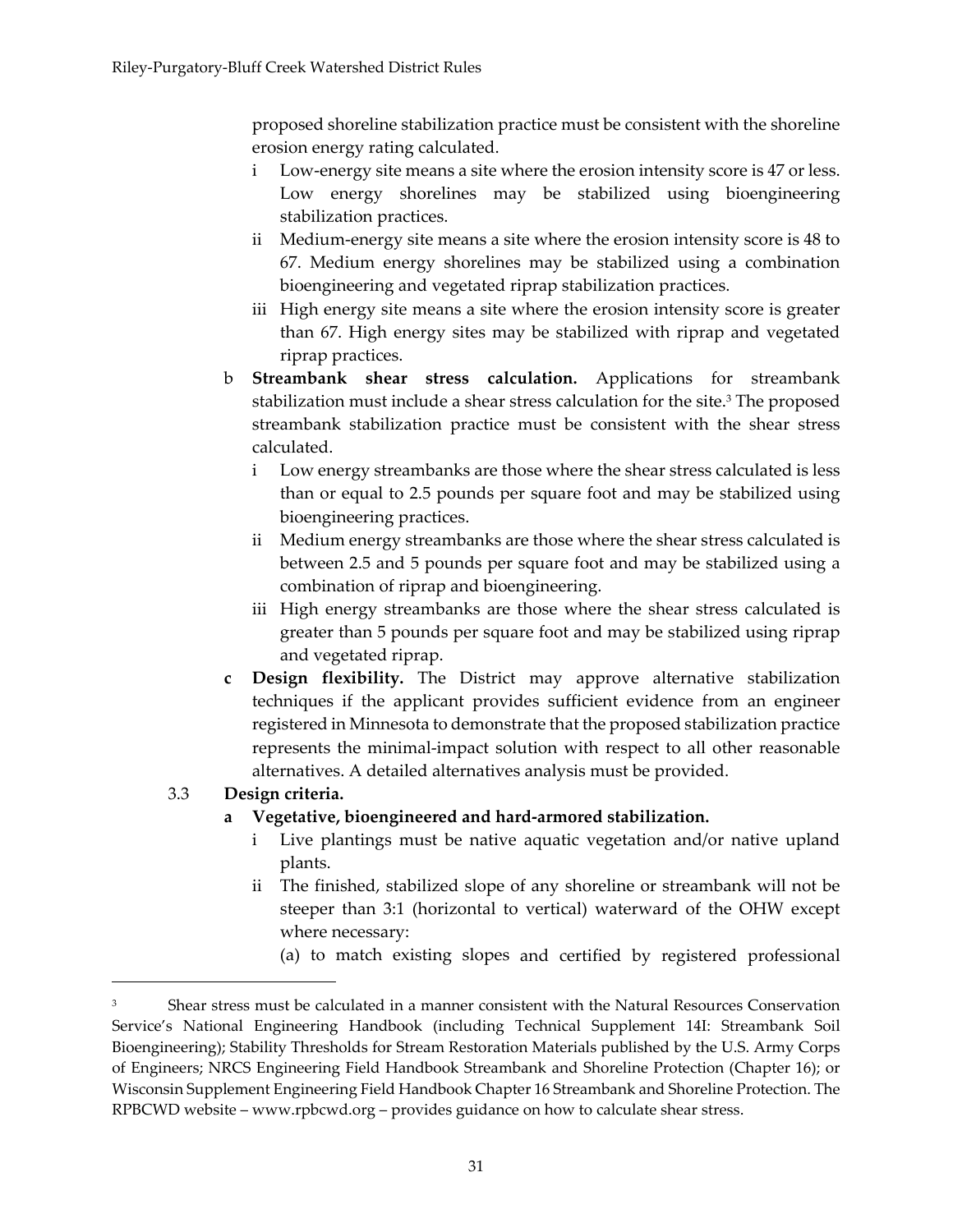proposed shoreline stabilization practice must be consistent with the shoreline erosion energy rating calculated.

- i Low-energy site means a site where the erosion intensity score is 47 or less. Low energy shorelines may be stabilized using bioengineering stabilization practices.
- ii Medium-energy site means a site where the erosion intensity score is 48 to 67. Medium energy shorelines may be stabilized using a combination bioengineering and vegetated riprap stabilization practices.
- iii High energy site means a site where the erosion intensity score is greater than 67. High energy sites may be stabilized with riprap and vegetated riprap practices.

b **Streambank shear stress calculation.** Applications for streambank stabilization must include a shear stress calculation for the site.[3] The proposed streambank stabilization practice must be consistent with the shear stress calculated.

- i Low energy streambanks are those where the shear stress calculated is less than or equal to 2.5 pounds per square foot and may be stabilized using bioengineering practices.
- ii Medium energy streambanks are those where the shear stress calculated is between 2.5 and 5 pounds per square foot and may be stabilized using a combination of riprap and bioengineering.
- iii High energy streambanks are those where the shear stress calculated is greater than 5 pounds per square foot and may be stabilized using riprap and vegetated riprap.

**c Design flexibility.** The District may approve alternative stabilization techniques if the applicant provides sufficient evidence from an engineer registered in Minnesota to demonstrate that the proposed stabilization practice represents the minimal-impact solution with respect to all other reasonable alternatives. A detailed alternatives analysis must be provided.

3.3 **Design criteria.**

**a Vegetative, bioengineered and hard-armored stabilization.**

- i Live plantings must be native aquatic vegetation and/or native upland plants.
- ii The finished, stabilized slope of any shoreline or streambank will not be steeper than 3:1 (horizontal to vertical) waterward of the OHW except where necessary:
  - (a) to match existing slopes and certified by registered professional

---

[3] Shear stress must be calculated in a manner consistent with the Natural Resources Conservation Service's National Engineering Handbook (including Technical Supplement 14I: Streambank Soil Bioengineering); Stability Thresholds for Stream Restoration Materials published by the U.S. Army Corps of Engineers; NRCS Engineering Field Handbook Streambank and Shoreline Protection (Chapter 16); or Wisconsin Supplement Engineering Field Handbook Chapter 16 Streambank and Shoreline Protection. The RPBCWD website – www.rpbcwd.org – provides guidance on how to calculate shear stress.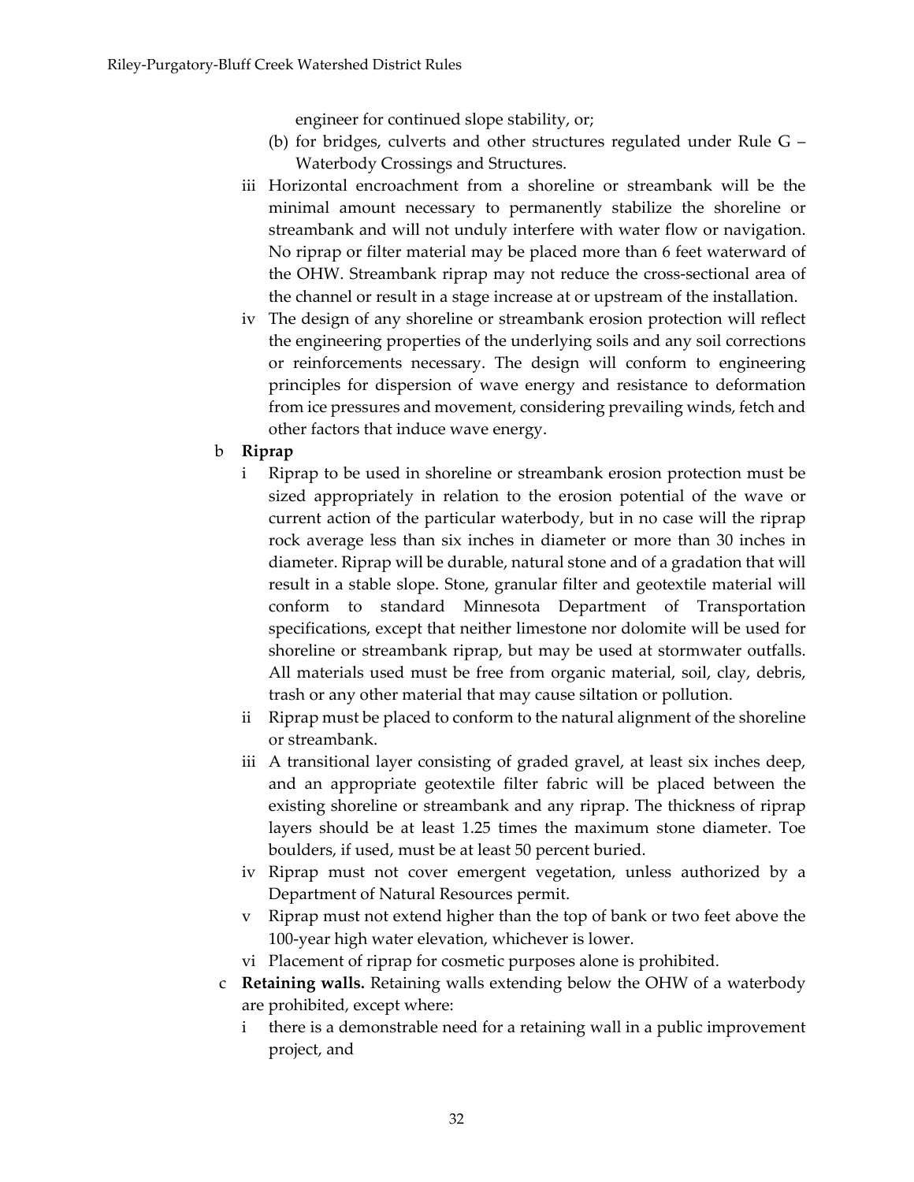engineer for continued slope stability, or;

(b) for bridges, culverts and other structures regulated under Rule G – Waterbody Crossings and Structures.

iii Horizontal encroachment from a shoreline or streambank will be the minimal amount necessary to permanently stabilize the shoreline or streambank and will not unduly interfere with water flow or navigation. No riprap or filter material may be placed more than 6 feet waterward of the OHW. Streambank riprap may not reduce the cross-sectional area of the channel or result in a stage increase at or upstream of the installation.

iv The design of any shoreline or streambank erosion protection will reflect the engineering properties of the underlying soils and any soil corrections or reinforcements necessary. The design will conform to engineering principles for dispersion of wave energy and resistance to deformation from ice pressures and movement, considering prevailing winds, fetch and other factors that induce wave energy.

b **Riprap**

i Riprap to be used in shoreline or streambank erosion protection must be sized appropriately in relation to the erosion potential of the wave or current action of the particular waterbody, but in no case will the riprap rock average less than six inches in diameter or more than 30 inches in diameter. Riprap will be durable, natural stone and of a gradation that will result in a stable slope. Stone, granular filter and geotextile material will conform to standard Minnesota Department of Transportation specifications, except that neither limestone nor dolomite will be used for shoreline or streambank riprap, but may be used at stormwater outfalls. All materials used must be free from organic material, soil, clay, debris, trash or any other material that may cause siltation or pollution.

ii Riprap must be placed to conform to the natural alignment of the shoreline or streambank.

iii A transitional layer consisting of graded gravel, at least six inches deep, and an appropriate geotextile filter fabric will be placed between the existing shoreline or streambank and any riprap. The thickness of riprap layers should be at least 1.25 times the maximum stone diameter. Toe boulders, if used, must be at least 50 percent buried.

iv Riprap must not cover emergent vegetation, unless authorized by a Department of Natural Resources permit.

v Riprap must not extend higher than the top of bank or two feet above the 100-year high water elevation, whichever is lower.

vi Placement of riprap for cosmetic purposes alone is prohibited.

c **Retaining walls.** Retaining walls extending below the OHW of a waterbody are prohibited, except where:

i there is a demonstrable need for a retaining wall in a public improvement project, and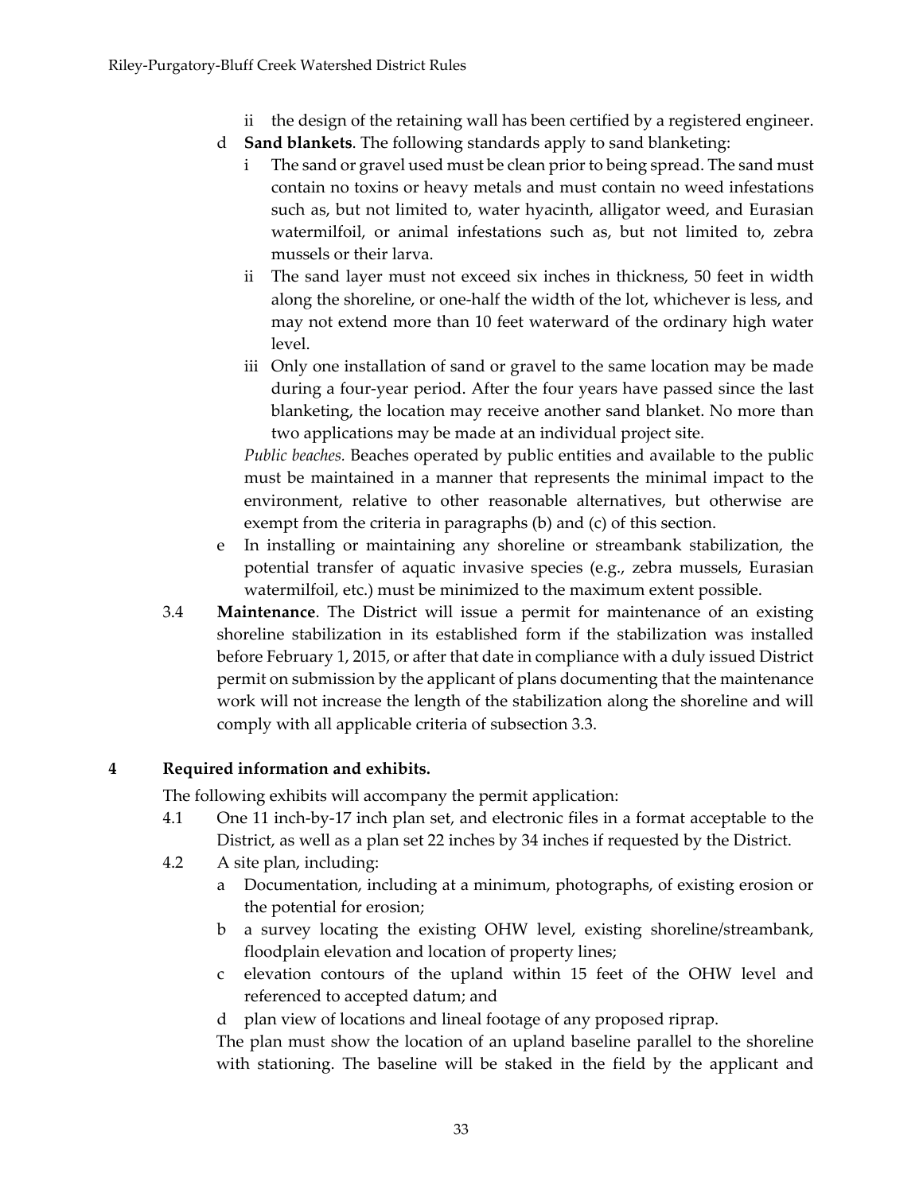ii the design of the retaining wall has been certified by a registered engineer.

d **Sand blankets**. The following standards apply to sand blanketing:

i The sand or gravel used must be clean prior to being spread. The sand must contain no toxins or heavy metals and must contain no weed infestations such as, but not limited to, water hyacinth, alligator weed, and Eurasian watermilfoil, or animal infestations such as, but not limited to, zebra mussels or their larva.

ii The sand layer must not exceed six inches in thickness, 50 feet in width along the shoreline, or one-half the width of the lot, whichever is less, and may not extend more than 10 feet waterward of the ordinary high water level.

iii Only one installation of sand or gravel to the same location may be made during a four-year period. After the four years have passed since the last blanketing, the location may receive another sand blanket. No more than two applications may be made at an individual project site.

*Public beaches.* Beaches operated by public entities and available to the public must be maintained in a manner that represents the minimal impact to the environment, relative to other reasonable alternatives, but otherwise are exempt from the criteria in paragraphs (b) and (c) of this section.

e In installing or maintaining any shoreline or streambank stabilization, the potential transfer of aquatic invasive species (e.g., zebra mussels, Eurasian watermilfoil, etc.) must be minimized to the maximum extent possible.

3.4 **Maintenance**. The District will issue a permit for maintenance of an existing shoreline stabilization in its established form if the stabilization was installed before February 1, 2015, or after that date in compliance with a duly issued District permit on submission by the applicant of plans documenting that the maintenance work will not increase the length of the stabilization along the shoreline and will comply with all applicable criteria of subsection 3.3.

## 4 Required information and exhibits.

The following exhibits will accompany the permit application:

4.1 One 11 inch-by-17 inch plan set, and electronic files in a format acceptable to the District, as well as a plan set 22 inches by 34 inches if requested by the District.

4.2 A site plan, including:

a Documentation, including at a minimum, photographs, of existing erosion or the potential for erosion;

b a survey locating the existing OHW level, existing shoreline/streambank, floodplain elevation and location of property lines;

c elevation contours of the upland within 15 feet of the OHW level and referenced to accepted datum; and

d plan view of locations and lineal footage of any proposed riprap.

The plan must show the location of an upland baseline parallel to the shoreline with stationing. The baseline will be staked in the field by the applicant and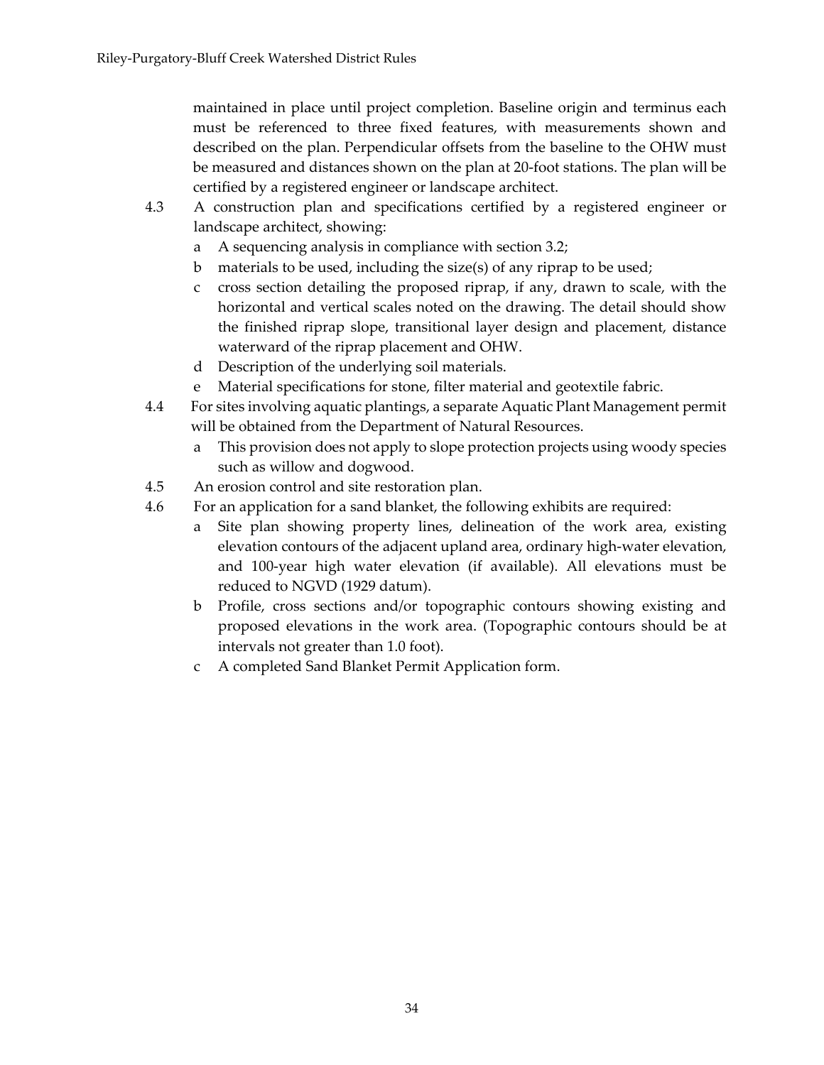maintained in place until project completion. Baseline origin and terminus each must be referenced to three fixed features, with measurements shown and described on the plan. Perpendicular offsets from the baseline to the OHW must be measured and distances shown on the plan at 20-foot stations. The plan will be certified by a registered engineer or landscape architect.

4.3 A construction plan and specifications certified by a registered engineer or landscape architect, showing:

   a A sequencing analysis in compliance with section 3.2;

   b materials to be used, including the size(s) of any riprap to be used;

   c cross section detailing the proposed riprap, if any, drawn to scale, with the horizontal and vertical scales noted on the drawing. The detail should show the finished riprap slope, transitional layer design and placement, distance waterward of the riprap placement and OHW.

   d Description of the underlying soil materials.

   e Material specifications for stone, filter material and geotextile fabric.

4.4 For sites involving aquatic plantings, a separate Aquatic Plant Management permit will be obtained from the Department of Natural Resources.

   a This provision does not apply to slope protection projects using woody species such as willow and dogwood.

4.5 An erosion control and site restoration plan.

4.6 For an application for a sand blanket, the following exhibits are required:

   a Site plan showing property lines, delineation of the work area, existing elevation contours of the adjacent upland area, ordinary high-water elevation, and 100-year high water elevation (if available). All elevations must be reduced to NGVD (1929 datum).

   b Profile, cross sections and/or topographic contours showing existing and proposed elevations in the work area. (Topographic contours should be at intervals not greater than 1.0 foot).

   c A completed Sand Blanket Permit Application form.